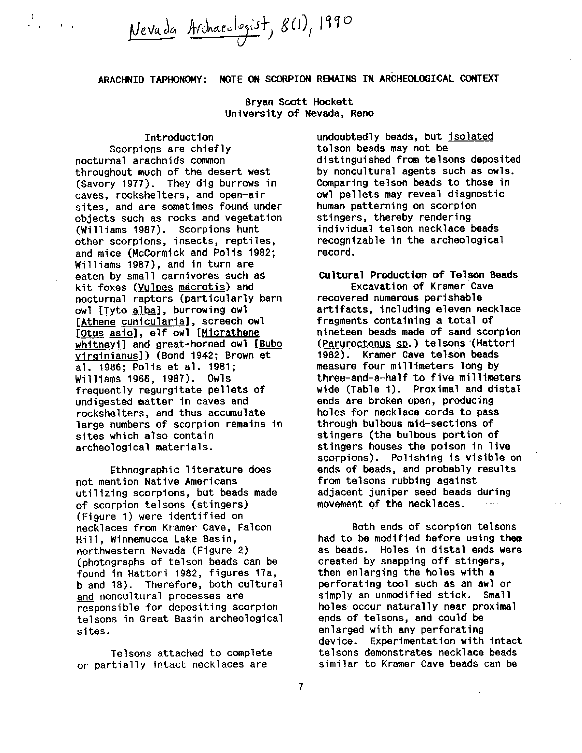Nevada Archaeologist, 8(1), 1990

# ARACHNID TAPHONOMY: NOTE ON SCORPION REMAINS IN ARCHEOLOGICAL CONTEXT

Bryan Scott Hockett
University of Nevada, Reno

## Introduction

Scorpions are chiefly nocturnal arachnids common throughout much of the desert west (Savory 1977). They dig burrows in caves, rockshelters, and open-air sites, and are sometimes found under objects such as rocks and vegetation (Williams 1987). Scorpions hunt other scorpions, insects, reptiles, and mice (McCormick and Polis 1982; Williams 1987), and in turn are eaten by small carnivores such as kit foxes (*Vulpes macrotis*) and nocturnal raptors (particularly barn owl [*Tyto alba*], burrowing owl [*Athene cunicularia*], screech owl [*Otus asio*], elf owl [*Micrathene whitneyi*] and great-horned owl [*Bubo virginianus*]) (Bond 1942; Brown et al. 1986; Polis et al. 1981; Williams 1966, 1987). Owls frequently regurgitate pellets of undigested matter in caves and rockshelters, and thus accumulate large numbers of scorpion remains in sites which also contain archeological materials.

Ethnographic literature does not mention Native Americans utilizing scorpions, but beads made of scorpion telsons (stingers) (Figure 1) were identified on necklaces from Kramer Cave, Falcon Hill, Winnemucca Lake Basin, northwestern Nevada (Figure 2) (photographs of telson beads can be found in Hattori 1982, figures 17a, b and 18). Therefore, both cultural and noncultural processes are responsible for depositing scorpion telsons in Great Basin archeological sites.

Telsons attached to complete or partially intact necklaces are undoubtedly beads, but isolated telson beads may not be distinguished from telsons deposited by noncultural agents such as owls. Comparing telson beads to those in owl pellets may reveal diagnostic human patterning on scorpion stingers, thereby rendering individual telson necklace beads recognizable in the archeological record.

## Cultural Production of Telson Beads

Excavation of Kramer Cave recovered numerous perishable artifacts, including eleven necklace fragments containing a total of nineteen beads made of sand scorpion (*Paruroctonus* sp.) telsons (Hattori 1982). Kramer Cave telson beads measure four millimeters long by three-and-a-half to five millimeters wide (Table 1). Proximal and distal ends are broken open, producing holes for necklace cords to pass through bulbous mid-sections of stingers (the bulbous portion of stingers houses the poison in live scorpions). Polishing is visible on ends of beads, and probably results from telsons rubbing against adjacent juniper seed beads during movement of the necklaces.

Both ends of scorpion telsons had to be modified before using them as beads. Holes in distal ends were created by snapping off stingers, then enlarging the holes with a perforating tool such as an awl or simply an unmodified stick. Small holes occur naturally near proximal ends of telsons, and could be enlarged with any perforating device. Experimentation with intact telsons demonstrates necklace beads similar to Kramer Cave beads can be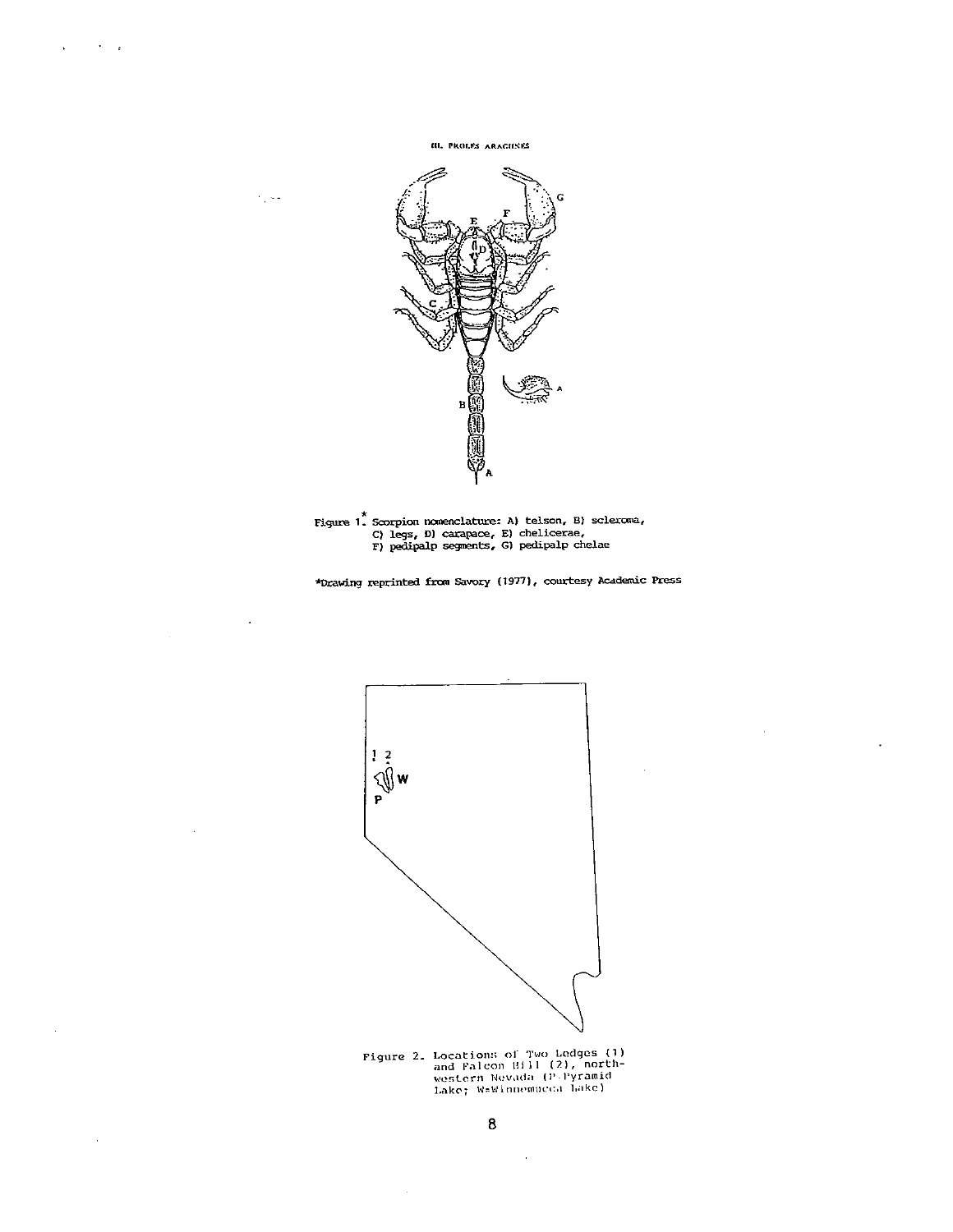Figure 1.* Scorpion nomenclature: A) telson, B) sclerome, C) legs, D) carapace, E) chelicerae, F) pedipalp segments, G) pedipalp chelae

*Drawing reprinted from Savory (1977), courtesy Academic Press

Figure 2. Locations of Two Ledges (1) and Falcon Hill (2), northwestern Nevada (P=Pyramid Lake; W=Winnemucca Lake)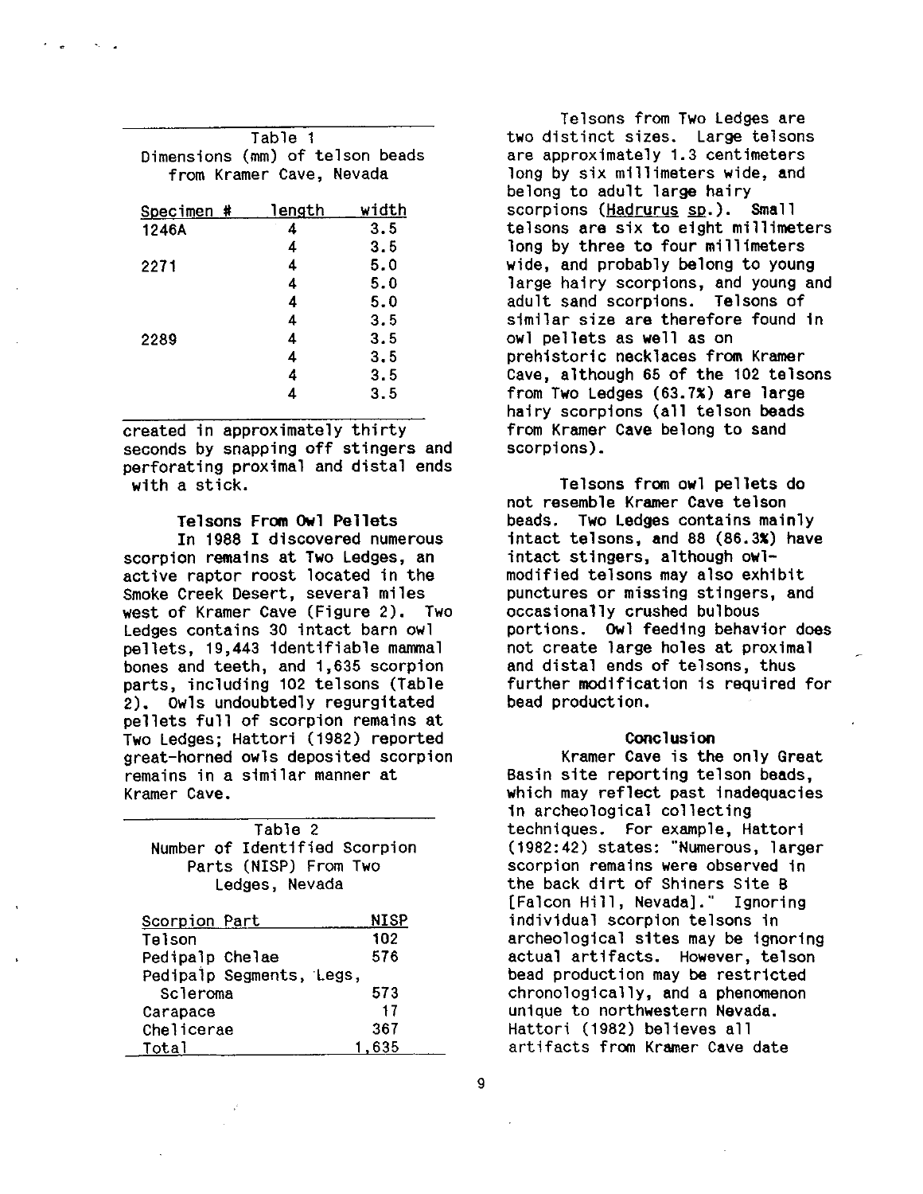Table 1
Dimensions (mm) of telson beads from Kramer Cave, Nevada

| Specimen # | length | width |
|---|---|---|
| 1246A | 4 | 3.5 |
| | 4 | 3.5 |
| 2271 | 4 | 5.0 |
| | 4 | 5.0 |
| | 4 | 5.0 |
| | 4 | 3.5 |
| 2289 | 4 | 3.5 |
| | 4 | 3.5 |
| | 4 | 3.5 |
| | 4 | 3.5 |

created in approximately thirty seconds by snapping off stingers and perforating proximal and distal ends with a stick.

### Telsons From Owl Pellets

In 1988 I discovered numerous scorpion remains at Two Ledges, an active raptor roost located in the Smoke Creek Desert, several miles west of Kramer Cave (Figure 2). Two Ledges contains 30 intact barn owl pellets, 19,443 identifiable mammal bones and teeth, and 1,635 scorpion parts, including 102 telsons (Table 2). Owls undoubtedly regurgitated pellets full of scorpion remains at Two Ledges; Hattori (1982) reported great-horned owls deposited scorpion remains in a similar manner at Kramer Cave.

Table 2
Number of Identified Scorpion Parts (NISP) From Two Ledges, Nevada

| Scorpion Part | NISP |
|---|---|
| Telson | 102 |
| Pedipalp Chelae | 576 |
| Pedipalp Segments, Legs, Scleroma | 573 |
| Carapace | 17 |
| Chelicerae | 367 |
| Total | 1,635 |

Telsons from Two Ledges are two distinct sizes. Large telsons are approximately 1.3 centimeters long by six millimeters wide, and belong to adult large hairy scorpions (_Hadrurus_ _sp_.). Small telsons are six to eight millimeters long by three to four millimeters wide, and probably belong to young large hairy scorpions, and young and adult sand scorpions. Telsons of similar size are therefore found in owl pellets as well as on prehistoric necklaces from Kramer Cave, although 65 of the 102 telsons from Two Ledges (63.7%) are large hairy scorpions (all telson beads from Kramer Cave belong to sand scorpions).

Telsons from owl pellets do not resemble Kramer Cave telson beads. Two Ledges contains mainly intact telsons, and 88 (86.3%) have intact stingers, although owl-modified telsons may also exhibit punctures or missing stingers, and occasionally crushed bulbous portions. Owl feeding behavior does not create large holes at proximal and distal ends of telsons, thus further modification is required for bead production.

### Conclusion

Kramer Cave is the only Great Basin site reporting telson beads, which may reflect past inadequacies in archeological collecting techniques. For example, Hattori (1982:42) states: "Numerous, larger scorpion remains were observed in the back dirt of Shiners Site B [Falcon Hill, Nevada]." Ignoring individual scorpion telsons in archeological sites may be ignoring actual artifacts. However, telson bead production may be restricted chronologically, and a phenomenon unique to northwestern Nevada. Hattori (1982) believes all artifacts from Kramer Cave date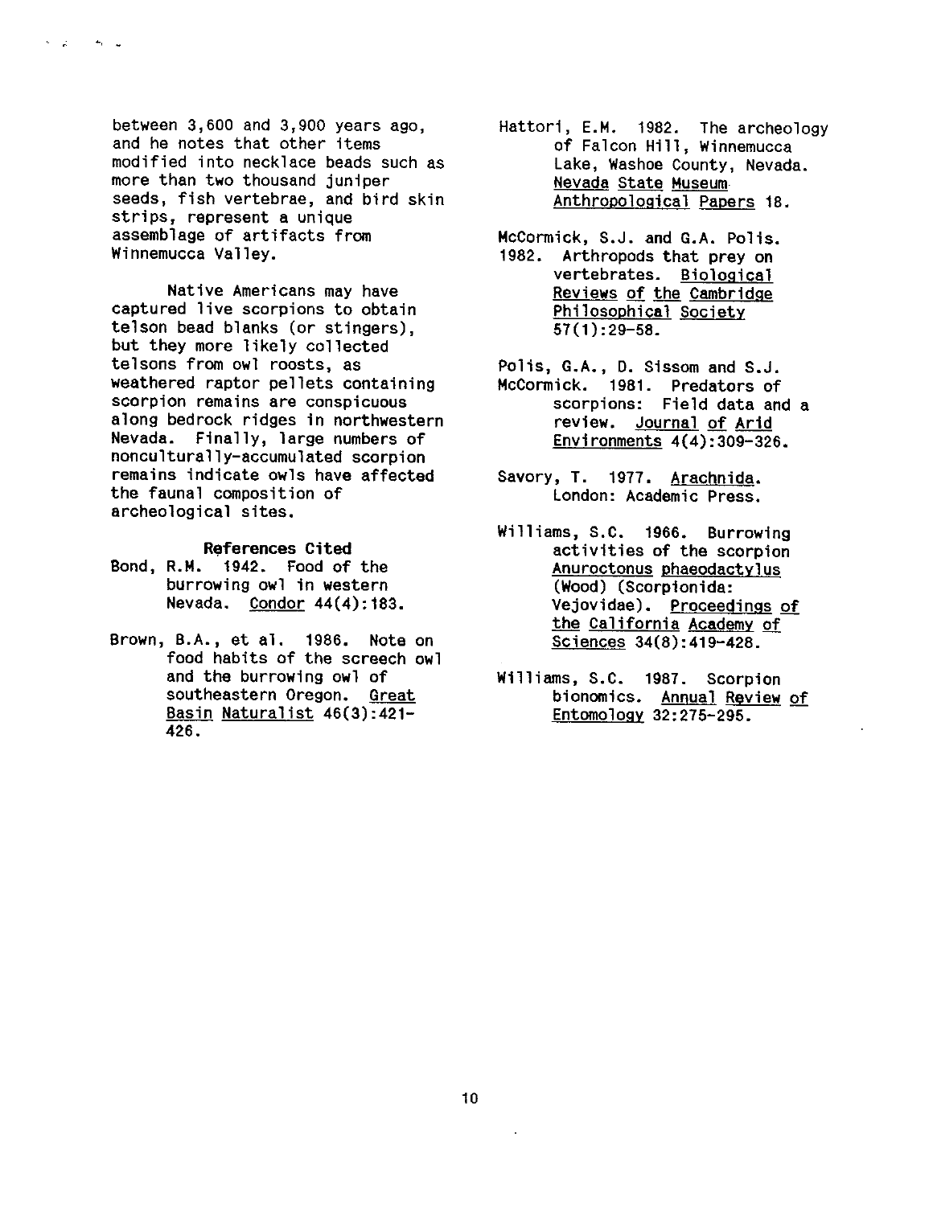between 3,600 and 3,900 years ago, and he notes that other items modified into necklace beads such as more than two thousand juniper seeds, fish vertebrae, and bird skin strips, represent a unique assemblage of artifacts from Winnemucca Valley.

Native Americans may have captured live scorpions to obtain telson bead blanks (or stingers), but they more likely collected telsons from owl roosts, as weathered raptor pellets containing scorpion remains are conspicuous along bedrock ridges in northwestern Nevada. Finally, large numbers of nonculturally-accumulated scorpion remains indicate owls have affected the faunal composition of archeological sites.

## References Cited

Bond, R.M. 1942. Food of the burrowing owl in western Nevada. Condor 44(4):183.

Brown, B.A., et al. 1986. Note on food habits of the screech owl and the burrowing owl of southeastern Oregon. Great Basin Naturalist 46(3):421-426.

Hattori, E.M. 1982. The archeology of Falcon Hill, Winnemucca Lake, Washoe County, Nevada. Nevada State Museum Anthropological Papers 18.

McCormick, S.J. and G.A. Polis. 1982. Arthropods that prey on vertebrates. Biological Reviews of the Cambridge Philosophical Society 57(1):29-58.

Polis, G.A., D. Sissom and S.J. McCormick. 1981. Predators of scorpions: Field data and a review. Journal of Arid Environments 4(4):309-326.

Savory, T. 1977. Arachnida. London: Academic Press.

Williams, S.C. 1966. Burrowing activities of the scorpion Anuroctonus phaeodactylus (Wood) (Scorpionida: Vejovidae). Proceedings of the California Academy of Sciences 34(8):419-428.

Williams, S.C. 1987. Scorpion bionomics. Annual Review of Entomology 32:275-295.